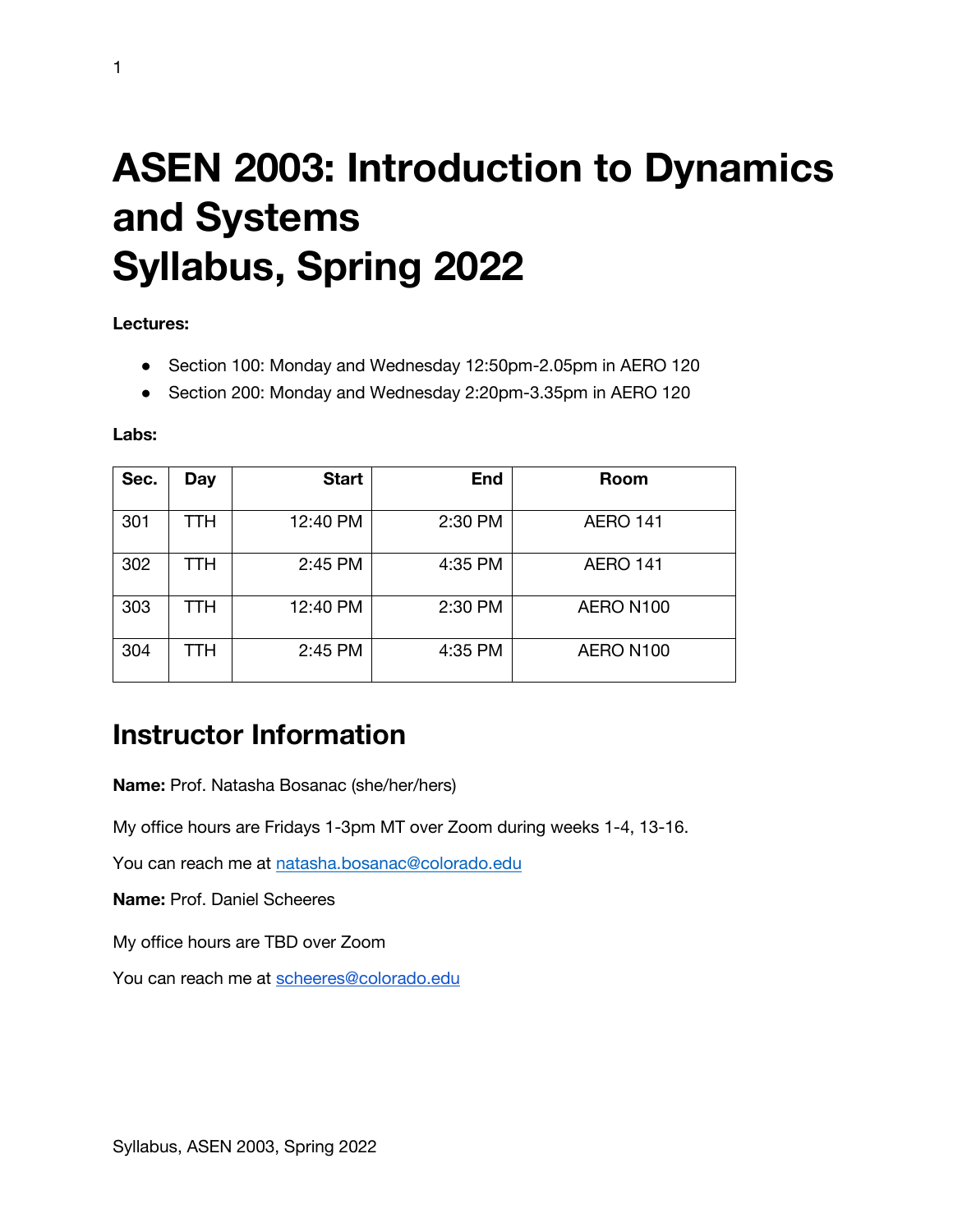# ASEN 2003: Introduction to Dynamics and Systems
# Syllabus, Spring 2022

**Lectures:**

- Section 100: Monday and Wednesday 12:50pm-2.05pm in AERO 120
- Section 200: Monday and Wednesday 2:20pm-3.35pm in AERO 120

**Labs:**

| Sec. | Day | Start | End | Room |
|---|---|---|---|---|
| 301 | TTH | 12:40 PM | 2:30 PM | AERO 141 |
| 302 | TTH | 2:45 PM | 4:35 PM | AERO 141 |
| 303 | TTH | 12:40 PM | 2:30 PM | AERO N100 |
| 304 | TTH | 2:45 PM | 4:35 PM | AERO N100 |

## Instructor Information

**Name:** Prof. Natasha Bosanac (she/her/hers)

My office hours are Fridays 1-3pm MT over Zoom during weeks 1-4, 13-16.

You can reach me at natasha.bosanac@colorado.edu

**Name:** Prof. Daniel Scheeres

My office hours are TBD over Zoom

You can reach me at scheeres@colorado.edu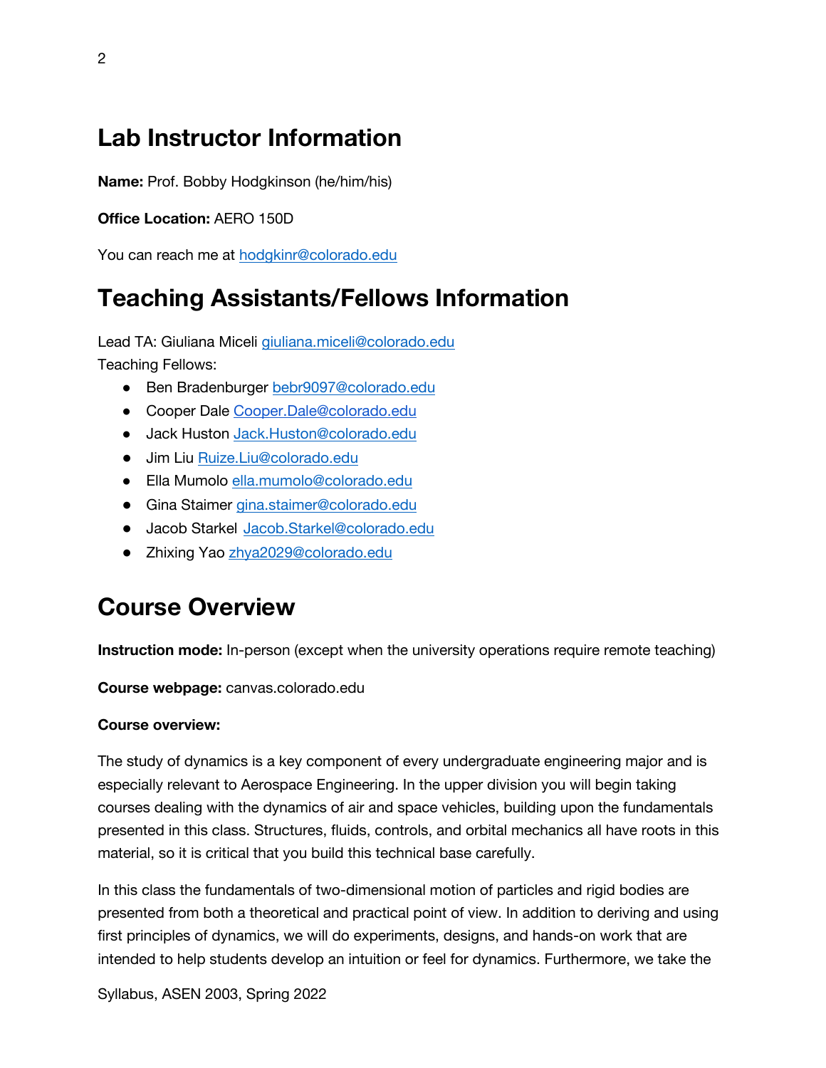# Lab Instructor Information

**Name:** Prof. Bobby Hodgkinson (he/him/his)

**Office Location:** AERO 150D

You can reach me at hodgkinr@colorado.edu

# Teaching Assistants/Fellows Information

Lead TA: Giuliana Miceli giuliana.miceli@colorado.edu

Teaching Fellows:

- Ben Bradenburger bebr9097@colorado.edu
- Cooper Dale Cooper.Dale@colorado.edu
- Jack Huston Jack.Huston@colorado.edu
- Jim Liu Ruize.Liu@colorado.edu
- Ella Mumolo ella.mumolo@colorado.edu
- Gina Staimer gina.staimer@colorado.edu
- Jacob Starkel Jacob.Starkel@colorado.edu
- Zhixing Yao zhya2029@colorado.edu

# Course Overview

**Instruction mode:** In-person (except when the university operations require remote teaching)

**Course webpage:** canvas.colorado.edu

**Course overview:**

The study of dynamics is a key component of every undergraduate engineering major and is especially relevant to Aerospace Engineering. In the upper division you will begin taking courses dealing with the dynamics of air and space vehicles, building upon the fundamentals presented in this class. Structures, fluids, controls, and orbital mechanics all have roots in this material, so it is critical that you build this technical base carefully.

In this class the fundamentals of two-dimensional motion of particles and rigid bodies are presented from both a theoretical and practical point of view. In addition to deriving and using first principles of dynamics, we will do experiments, designs, and hands-on work that are intended to help students develop an intuition or feel for dynamics. Furthermore, we take the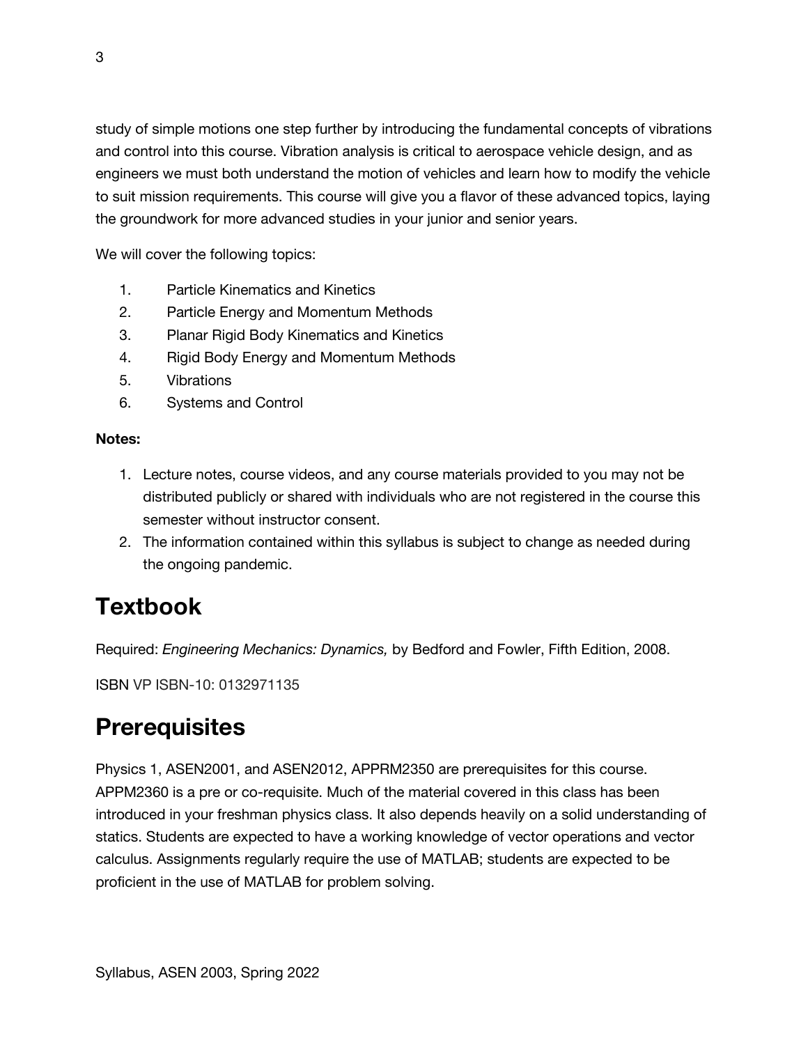study of simple motions one step further by introducing the fundamental concepts of vibrations and control into this course. Vibration analysis is critical to aerospace vehicle design, and as engineers we must both understand the motion of vehicles and learn how to modify the vehicle to suit mission requirements. This course will give you a flavor of these advanced topics, laying the groundwork for more advanced studies in your junior and senior years.

We will cover the following topics:

1. Particle Kinematics and Kinetics
2. Particle Energy and Momentum Methods
3. Planar Rigid Body Kinematics and Kinetics
4. Rigid Body Energy and Momentum Methods
5. Vibrations
6. Systems and Control

**Notes:**

1. Lecture notes, course videos, and any course materials provided to you may not be distributed publicly or shared with individuals who are not registered in the course this semester without instructor consent.
2. The information contained within this syllabus is subject to change as needed during the ongoing pandemic.

# Textbook

Required: *Engineering Mechanics: Dynamics,* by Bedford and Fowler, Fifth Edition, 2008.

ISBN VP ISBN-10: 0132971135

# Prerequisites

Physics 1, ASEN2001, and ASEN2012, APPRM2350 are prerequisites for this course. APPM2360 is a pre or co-requisite. Much of the material covered in this class has been introduced in your freshman physics class. It also depends heavily on a solid understanding of statics. Students are expected to have a working knowledge of vector operations and vector calculus. Assignments regularly require the use of MATLAB; students are expected to be proficient in the use of MATLAB for problem solving.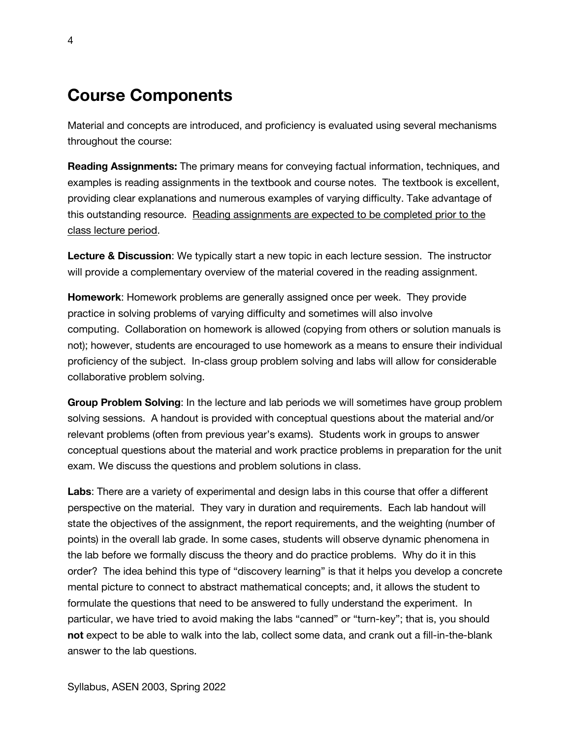# Course Components

Material and concepts are introduced, and proficiency is evaluated using several mechanisms throughout the course:

**Reading Assignments:** The primary means for conveying factual information, techniques, and examples is reading assignments in the textbook and course notes. The textbook is excellent, providing clear explanations and numerous examples of varying difficulty. Take advantage of this outstanding resource. <u>Reading assignments are expected to be completed prior to the class lecture period</u>.

**Lecture & Discussion**: We typically start a new topic in each lecture session. The instructor will provide a complementary overview of the material covered in the reading assignment.

**Homework**: Homework problems are generally assigned once per week. They provide practice in solving problems of varying difficulty and sometimes will also involve computing. Collaboration on homework is allowed (copying from others or solution manuals is not); however, students are encouraged to use homework as a means to ensure their individual proficiency of the subject. In-class group problem solving and labs will allow for considerable collaborative problem solving.

**Group Problem Solving**: In the lecture and lab periods we will sometimes have group problem solving sessions. A handout is provided with conceptual questions about the material and/or relevant problems (often from previous year's exams). Students work in groups to answer conceptual questions about the material and work practice problems in preparation for the unit exam. We discuss the questions and problem solutions in class.

**Labs**: There are a variety of experimental and design labs in this course that offer a different perspective on the material. They vary in duration and requirements. Each lab handout will state the objectives of the assignment, the report requirements, and the weighting (number of points) in the overall lab grade. In some cases, students will observe dynamic phenomena in the lab before we formally discuss the theory and do practice problems. Why do it in this order? The idea behind this type of "discovery learning" is that it helps you develop a concrete mental picture to connect to abstract mathematical concepts; and, it allows the student to formulate the questions that need to be answered to fully understand the experiment. In particular, we have tried to avoid making the labs "canned" or "turn-key"; that is, you should **not** expect to be able to walk into the lab, collect some data, and crank out a fill-in-the-blank answer to the lab questions.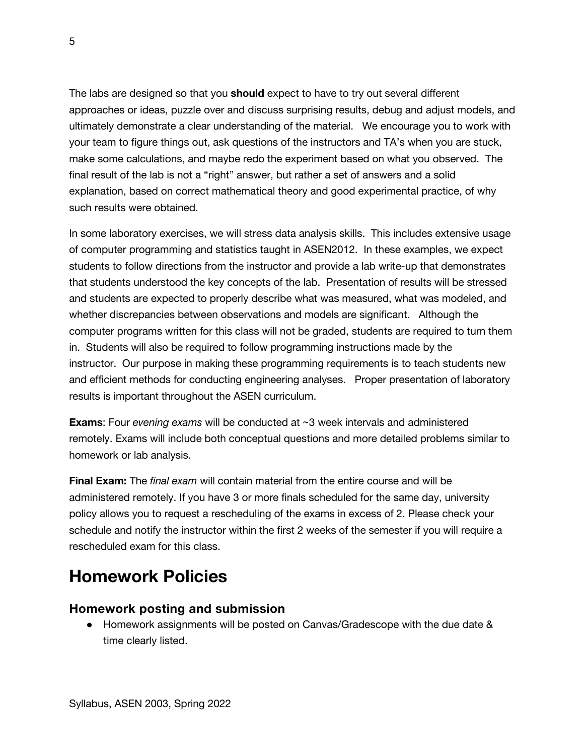The labs are designed so that you **should** expect to have to try out several different approaches or ideas, puzzle over and discuss surprising results, debug and adjust models, and ultimately demonstrate a clear understanding of the material. We encourage you to work with your team to figure things out, ask questions of the instructors and TA's when you are stuck, make some calculations, and maybe redo the experiment based on what you observed. The final result of the lab is not a "right" answer, but rather a set of answers and a solid explanation, based on correct mathematical theory and good experimental practice, of why such results were obtained.

In some laboratory exercises, we will stress data analysis skills. This includes extensive usage of computer programming and statistics taught in ASEN2012. In these examples, we expect students to follow directions from the instructor and provide a lab write-up that demonstrates that students understood the key concepts of the lab. Presentation of results will be stressed and students are expected to properly describe what was measured, what was modeled, and whether discrepancies between observations and models are significant. Although the computer programs written for this class will not be graded, students are required to turn them in. Students will also be required to follow programming instructions made by the instructor. Our purpose in making these programming requirements is to teach students new and efficient methods for conducting engineering analyses. Proper presentation of laboratory results is important throughout the ASEN curriculum.

**Exams**: Four *evening exams* will be conducted at ~3 week intervals and administered remotely. Exams will include both conceptual questions and more detailed problems similar to homework or lab analysis.

**Final Exam:** The *final exam* will contain material from the entire course and will be administered remotely. If you have 3 or more finals scheduled for the same day, university policy allows you to request a rescheduling of the exams in excess of 2. Please check your schedule and notify the instructor within the first 2 weeks of the semester if you will require a rescheduled exam for this class.

# Homework Policies

## Homework posting and submission

- Homework assignments will be posted on Canvas/Gradescope with the due date & time clearly listed.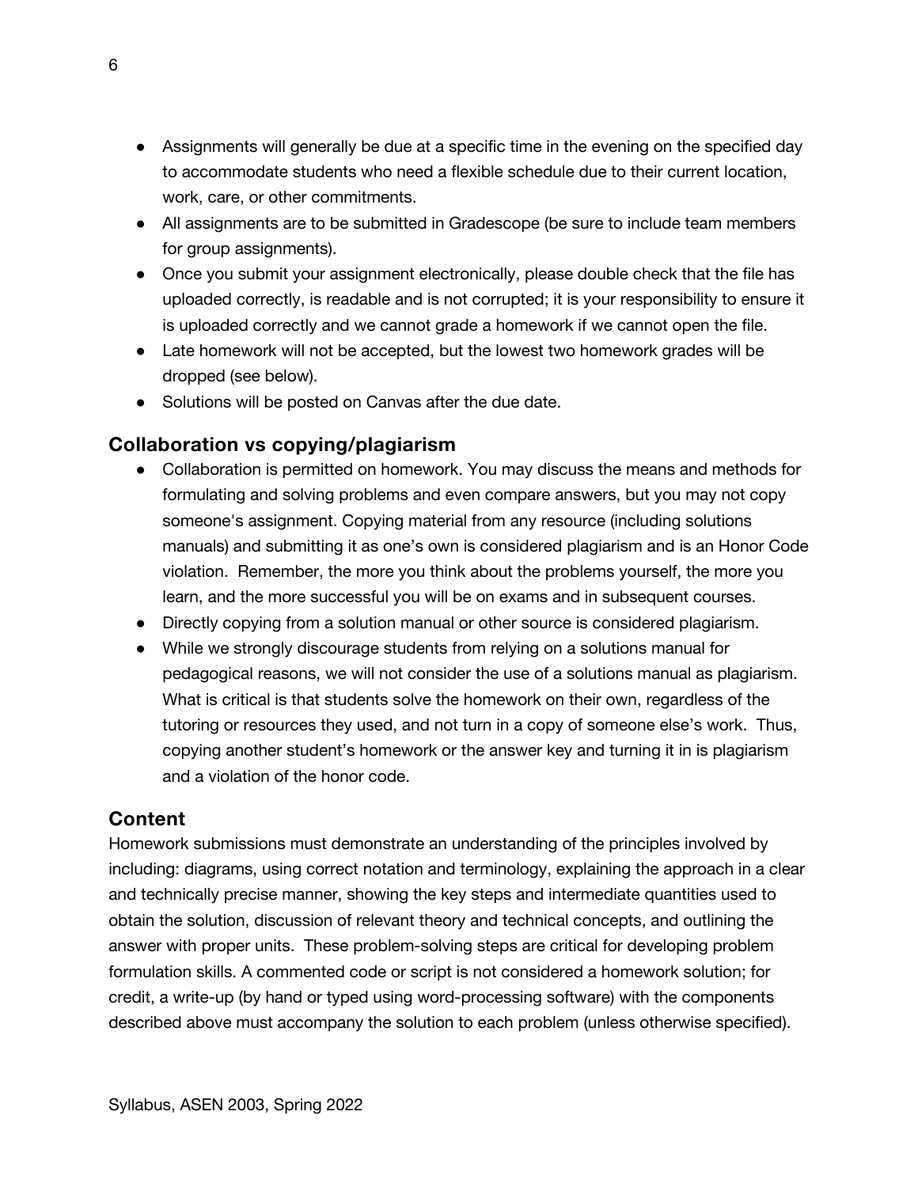- Assignments will generally be due at a specific time in the evening on the specified day to accommodate students who need a flexible schedule due to their current location, work, care, or other commitments.
- All assignments are to be submitted in Gradescope (be sure to include team members for group assignments).
- Once you submit your assignment electronically, please double check that the file has uploaded correctly, is readable and is not corrupted; it is your responsibility to ensure it is uploaded correctly and we cannot grade a homework if we cannot open the file.
- Late homework will not be accepted, but the lowest two homework grades will be dropped (see below).
- Solutions will be posted on Canvas after the due date.

## Collaboration vs copying/plagiarism

- Collaboration is permitted on homework. You may discuss the means and methods for formulating and solving problems and even compare answers, but you may not copy someone's assignment. Copying material from any resource (including solutions manuals) and submitting it as one's own is considered plagiarism and is an Honor Code violation. Remember, the more you think about the problems yourself, the more you learn, and the more successful you will be on exams and in subsequent courses.
- Directly copying from a solution manual or other source is considered plagiarism.
- While we strongly discourage students from relying on a solutions manual for pedagogical reasons, we will not consider the use of a solutions manual as plagiarism. What is critical is that students solve the homework on their own, regardless of the tutoring or resources they used, and not turn in a copy of someone else's work. Thus, copying another student's homework or the answer key and turning it in is plagiarism and a violation of the honor code.

## Content

Homework submissions must demonstrate an understanding of the principles involved by including: diagrams, using correct notation and terminology, explaining the approach in a clear and technically precise manner, showing the key steps and intermediate quantities used to obtain the solution, discussion of relevant theory and technical concepts, and outlining the answer with proper units. These problem-solving steps are critical for developing problem formulation skills. A commented code or script is not considered a homework solution; for credit, a write-up (by hand or typed using word-processing software) with the components described above must accompany the solution to each problem (unless otherwise specified).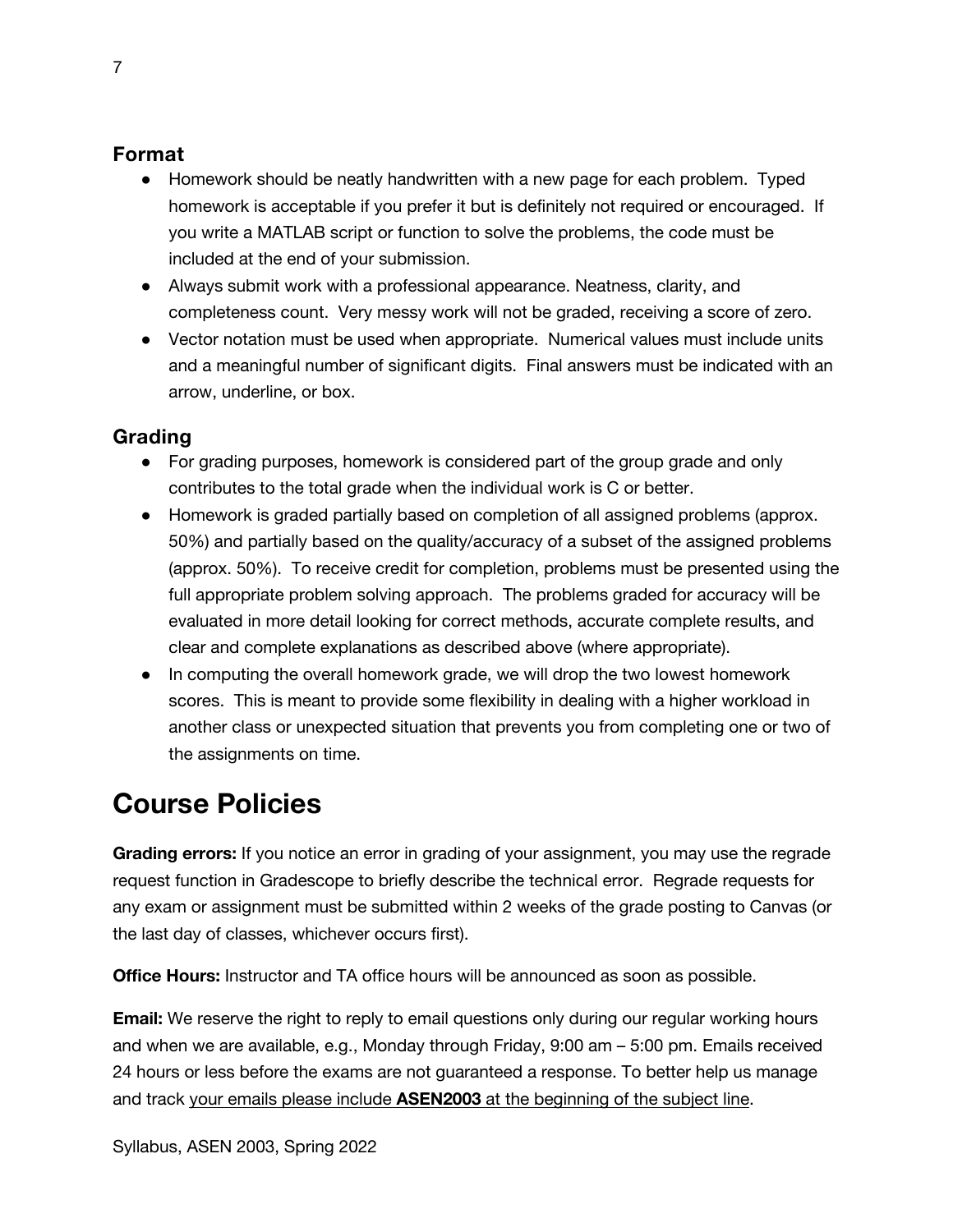### Format

- Homework should be neatly handwritten with a new page for each problem. Typed homework is acceptable if you prefer it but is definitely not required or encouraged. If you write a MATLAB script or function to solve the problems, the code must be included at the end of your submission.
- Always submit work with a professional appearance. Neatness, clarity, and completeness count. Very messy work will not be graded, receiving a score of zero.
- Vector notation must be used when appropriate. Numerical values must include units and a meaningful number of significant digits. Final answers must be indicated with an arrow, underline, or box.

### Grading

- For grading purposes, homework is considered part of the group grade and only contributes to the total grade when the individual work is C or better.
- Homework is graded partially based on completion of all assigned problems (approx. 50%) and partially based on the quality/accuracy of a subset of the assigned problems (approx. 50%). To receive credit for completion, problems must be presented using the full appropriate problem solving approach. The problems graded for accuracy will be evaluated in more detail looking for correct methods, accurate complete results, and clear and complete explanations as described above (where appropriate).
- In computing the overall homework grade, we will drop the two lowest homework scores. This is meant to provide some flexibility in dealing with a higher workload in another class or unexpected situation that prevents you from completing one or two of the assignments on time.

## Course Policies

**Grading errors:** If you notice an error in grading of your assignment, you may use the regrade request function in Gradescope to briefly describe the technical error. Regrade requests for any exam or assignment must be submitted within 2 weeks of the grade posting to Canvas (or the last day of classes, whichever occurs first).

**Office Hours:** Instructor and TA office hours will be announced as soon as possible.

**Email:** We reserve the right to reply to email questions only during our regular working hours and when we are available, e.g., Monday through Friday, 9:00 am – 5:00 pm. Emails received 24 hours or less before the exams are not guaranteed a response. To better help us manage and track your emails please include **ASEN2003** at the beginning of the subject line.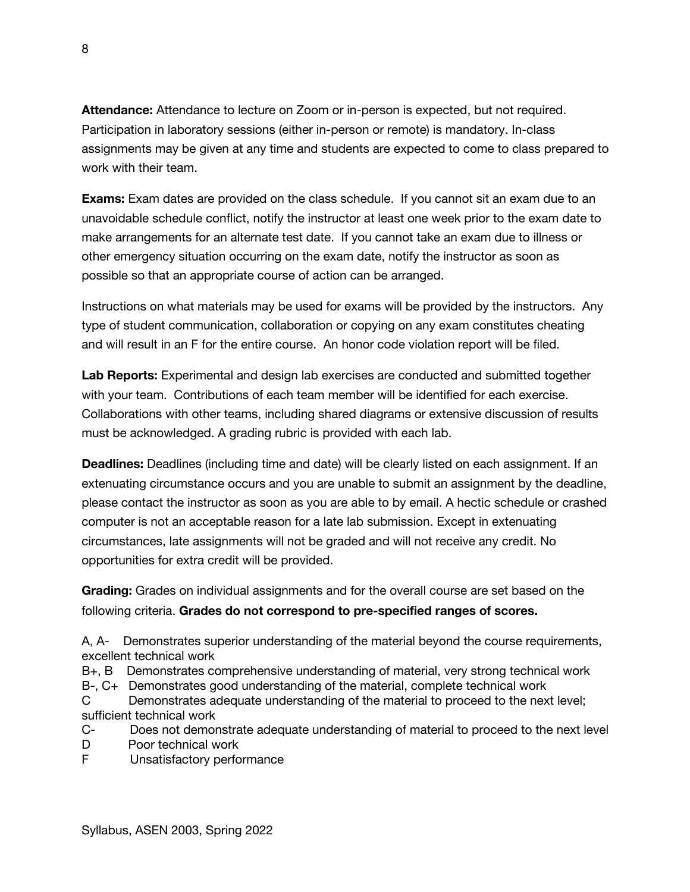**Attendance:** Attendance to lecture on Zoom or in-person is expected, but not required. Participation in laboratory sessions (either in-person or remote) is mandatory. In-class assignments may be given at any time and students are expected to come to class prepared to work with their team.

**Exams:** Exam dates are provided on the class schedule. If you cannot sit an exam due to an unavoidable schedule conflict, notify the instructor at least one week prior to the exam date to make arrangements for an alternate test date. If you cannot take an exam due to illness or other emergency situation occurring on the exam date, notify the instructor as soon as possible so that an appropriate course of action can be arranged.

Instructions on what materials may be used for exams will be provided by the instructors. Any type of student communication, collaboration or copying on any exam constitutes cheating and will result in an F for the entire course. An honor code violation report will be filed.

**Lab Reports:** Experimental and design lab exercises are conducted and submitted together with your team. Contributions of each team member will be identified for each exercise. Collaborations with other teams, including shared diagrams or extensive discussion of results must be acknowledged. A grading rubric is provided with each lab.

**Deadlines:** Deadlines (including time and date) will be clearly listed on each assignment. If an extenuating circumstance occurs and you are unable to submit an assignment by the deadline, please contact the instructor as soon as you are able to by email. A hectic schedule or crashed computer is not an acceptable reason for a late lab submission. Except in extenuating circumstances, late assignments will not be graded and will not receive any credit. No opportunities for extra credit will be provided.

**Grading:** Grades on individual assignments and for the overall course are set based on the following criteria. **Grades do not correspond to pre-specified ranges of scores.**

A, A- Demonstrates superior understanding of the material beyond the course requirements, excellent technical work

B+, B Demonstrates comprehensive understanding of material, very strong technical work

B-, C+ Demonstrates good understanding of the material, complete technical work

C Demonstrates adequate understanding of the material to proceed to the next level; sufficient technical work

C- Does not demonstrate adequate understanding of material to proceed to the next level

D Poor technical work

F Unsatisfactory performance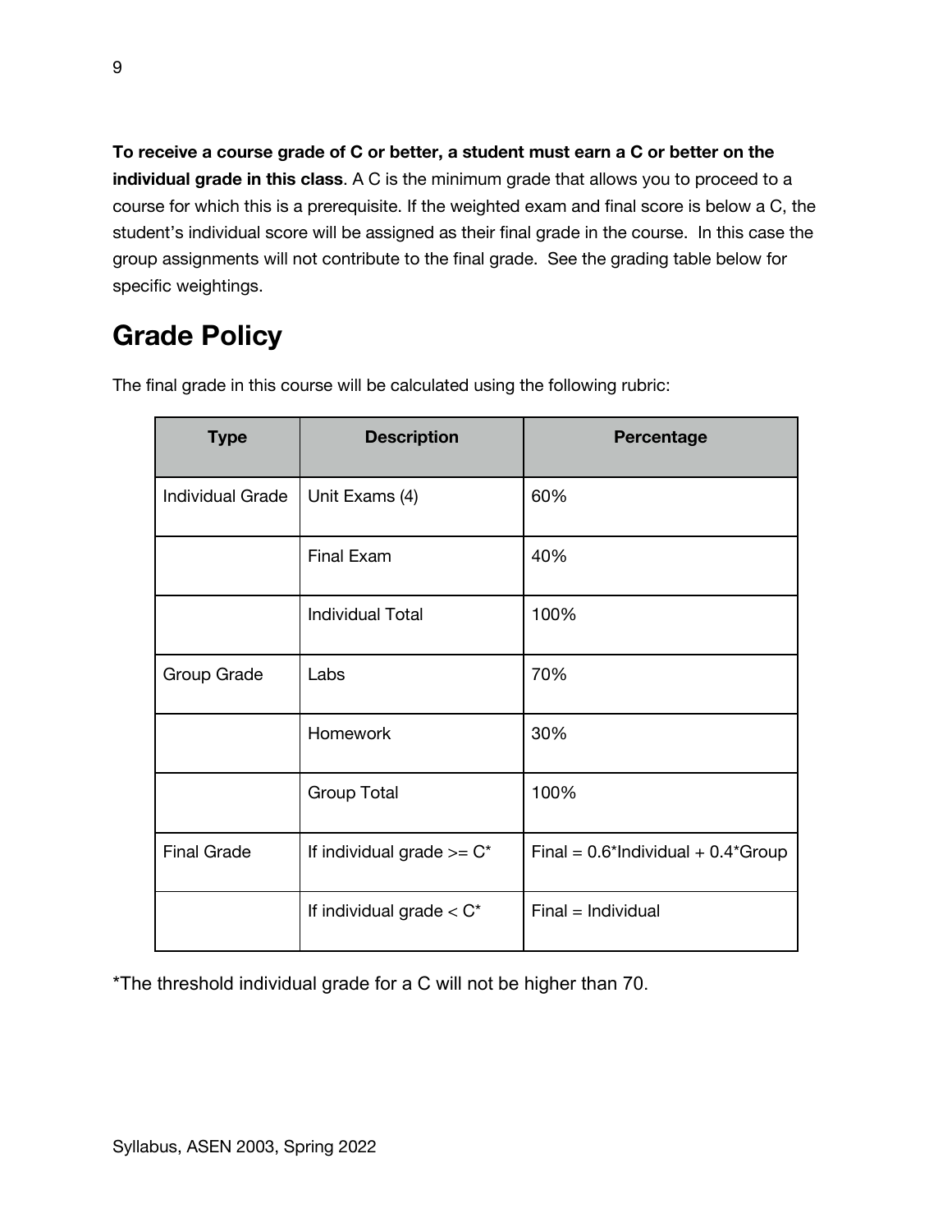**To receive a course grade of C or better, a student must earn a C or better on the individual grade in this class**. A C is the minimum grade that allows you to proceed to a course for which this is a prerequisite. If the weighted exam and final score is below a C, the student's individual score will be assigned as their final grade in the course. In this case the group assignments will not contribute to the final grade. See the grading table below for specific weightings.

# Grade Policy

The final grade in this course will be calculated using the following rubric:

| Type | Description | Percentage |
|---|---|---|
| Individual Grade | Unit Exams (4) | 60% |
| | Final Exam | 40% |
| | Individual Total | 100% |
| Group Grade | Labs | 70% |
| | Homework | 30% |
| | Group Total | 100% |
| Final Grade | If individual grade >= C* | Final = 0.6*Individual + 0.4*Group |
| | If individual grade < C* | Final = Individual |

*The threshold individual grade for a C will not be higher than 70.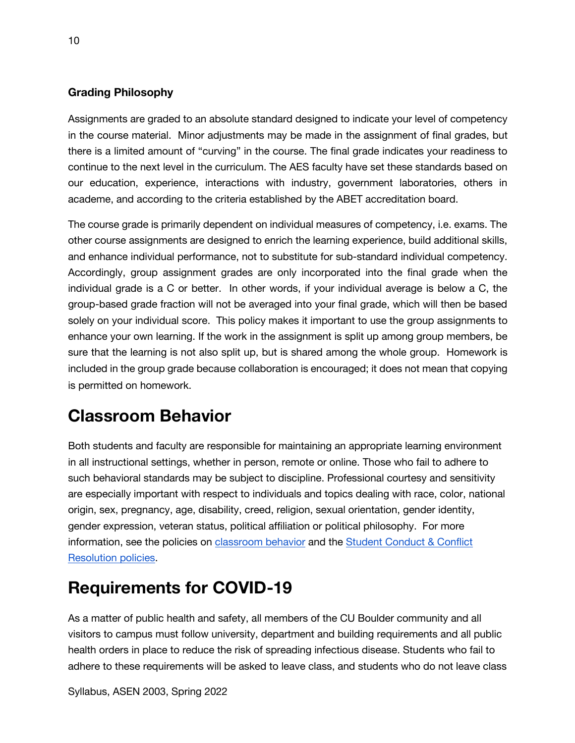### Grading Philosophy

Assignments are graded to an absolute standard designed to indicate your level of competency in the course material. Minor adjustments may be made in the assignment of final grades, but there is a limited amount of "curving" in the course. The final grade indicates your readiness to continue to the next level in the curriculum. The AES faculty have set these standards based on our education, experience, interactions with industry, government laboratories, others in academe, and according to the criteria established by the ABET accreditation board.

The course grade is primarily dependent on individual measures of competency, i.e. exams. The other course assignments are designed to enrich the learning experience, build additional skills, and enhance individual performance, not to substitute for sub-standard individual competency. Accordingly, group assignment grades are only incorporated into the final grade when the individual grade is a C or better. In other words, if your individual average is below a C, the group-based grade fraction will not be averaged into your final grade, which will then be based solely on your individual score. This policy makes it important to use the group assignments to enhance your own learning. If the work in the assignment is split up among group members, be sure that the learning is not also split up, but is shared among the whole group. Homework is included in the group grade because collaboration is encouraged; it does not mean that copying is permitted on homework.

# Classroom Behavior

Both students and faculty are responsible for maintaining an appropriate learning environment in all instructional settings, whether in person, remote or online. Those who fail to adhere to such behavioral standards may be subject to discipline. Professional courtesy and sensitivity are especially important with respect to individuals and topics dealing with race, color, national origin, sex, pregnancy, age, disability, creed, religion, sexual orientation, gender identity, gender expression, veteran status, political affiliation or political philosophy. For more information, see the policies on classroom behavior and the Student Conduct & Conflict Resolution policies.

# Requirements for COVID-19

As a matter of public health and safety, all members of the CU Boulder community and all visitors to campus must follow university, department and building requirements and all public health orders in place to reduce the risk of spreading infectious disease. Students who fail to adhere to these requirements will be asked to leave class, and students who do not leave class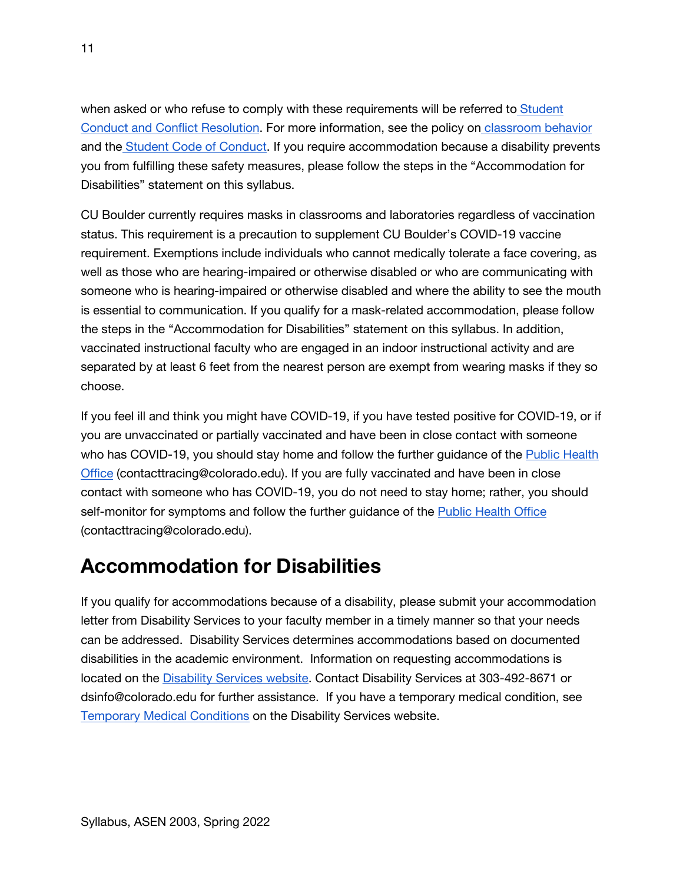when asked or who refuse to comply with these requirements will be referred to Student Conduct and Conflict Resolution. For more information, see the policy on classroom behavior and the Student Code of Conduct. If you require accommodation because a disability prevents you from fulfilling these safety measures, please follow the steps in the "Accommodation for Disabilities" statement on this syllabus.

CU Boulder currently requires masks in classrooms and laboratories regardless of vaccination status. This requirement is a precaution to supplement CU Boulder's COVID-19 vaccine requirement. Exemptions include individuals who cannot medically tolerate a face covering, as well as those who are hearing-impaired or otherwise disabled or who are communicating with someone who is hearing-impaired or otherwise disabled and where the ability to see the mouth is essential to communication. If you qualify for a mask-related accommodation, please follow the steps in the "Accommodation for Disabilities" statement on this syllabus. In addition, vaccinated instructional faculty who are engaged in an indoor instructional activity and are separated by at least 6 feet from the nearest person are exempt from wearing masks if they so choose.

If you feel ill and think you might have COVID-19, if you have tested positive for COVID-19, or if you are unvaccinated or partially vaccinated and have been in close contact with someone who has COVID-19, you should stay home and follow the further guidance of the Public Health Office (contacttracing@colorado.edu). If you are fully vaccinated and have been in close contact with someone who has COVID-19, you do not need to stay home; rather, you should self-monitor for symptoms and follow the further guidance of the Public Health Office (contacttracing@colorado.edu).

## Accommodation for Disabilities

If you qualify for accommodations because of a disability, please submit your accommodation letter from Disability Services to your faculty member in a timely manner so that your needs can be addressed. Disability Services determines accommodations based on documented disabilities in the academic environment. Information on requesting accommodations is located on the Disability Services website. Contact Disability Services at 303-492-8671 or dsinfo@colorado.edu for further assistance. If you have a temporary medical condition, see Temporary Medical Conditions on the Disability Services website.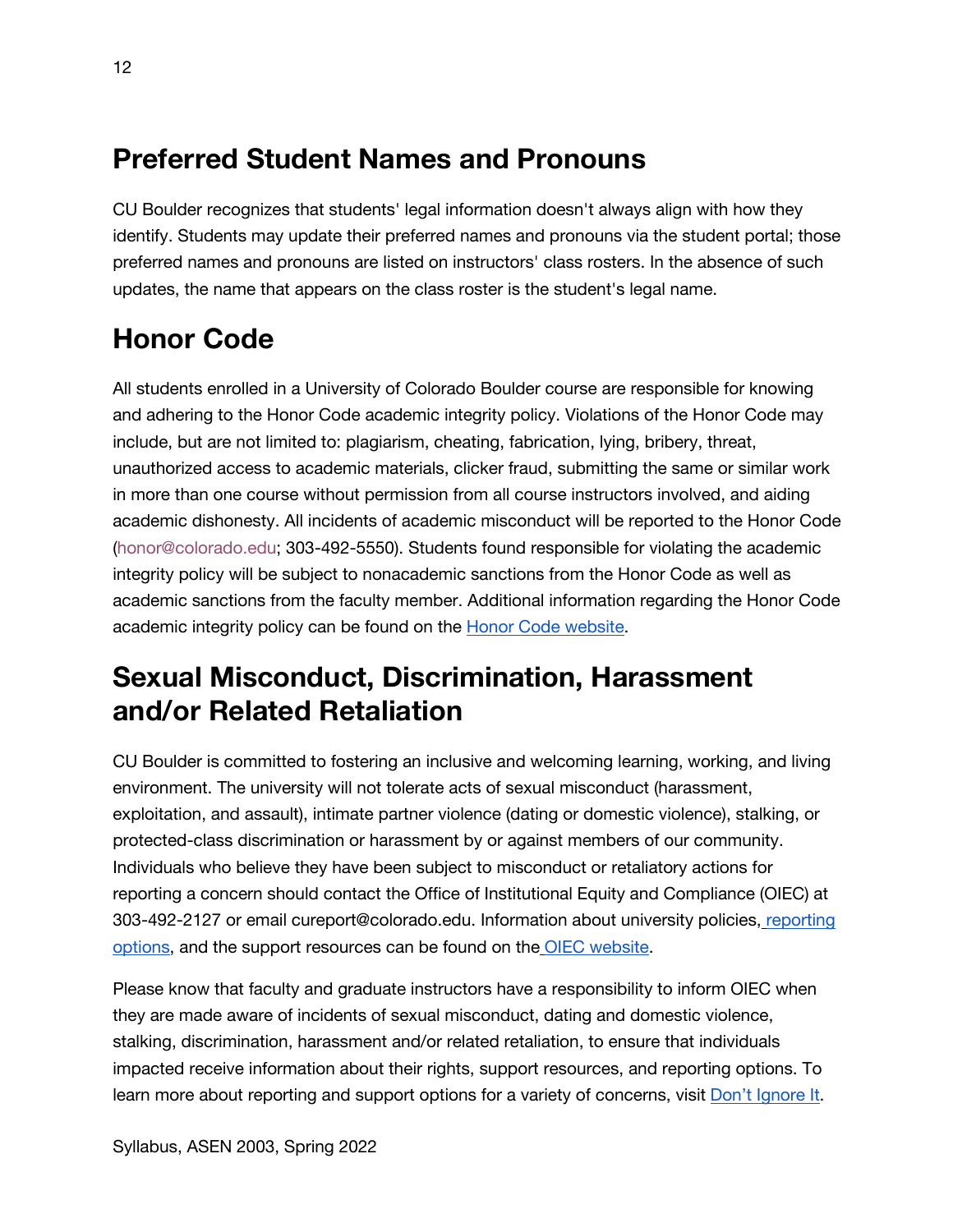# Preferred Student Names and Pronouns

CU Boulder recognizes that students' legal information doesn't always align with how they identify. Students may update their preferred names and pronouns via the student portal; those preferred names and pronouns are listed on instructors' class rosters. In the absence of such updates, the name that appears on the class roster is the student's legal name.

# Honor Code

All students enrolled in a University of Colorado Boulder course are responsible for knowing and adhering to the Honor Code academic integrity policy. Violations of the Honor Code may include, but are not limited to: plagiarism, cheating, fabrication, lying, bribery, threat, unauthorized access to academic materials, clicker fraud, submitting the same or similar work in more than one course without permission from all course instructors involved, and aiding academic dishonesty. All incidents of academic misconduct will be reported to the Honor Code (honor@colorado.edu; 303-492-5550). Students found responsible for violating the academic integrity policy will be subject to nonacademic sanctions from the Honor Code as well as academic sanctions from the faculty member. Additional information regarding the Honor Code academic integrity policy can be found on the Honor Code website.

# Sexual Misconduct, Discrimination, Harassment and/or Related Retaliation

CU Boulder is committed to fostering an inclusive and welcoming learning, working, and living environment. The university will not tolerate acts of sexual misconduct (harassment, exploitation, and assault), intimate partner violence (dating or domestic violence), stalking, or protected-class discrimination or harassment by or against members of our community. Individuals who believe they have been subject to misconduct or retaliatory actions for reporting a concern should contact the Office of Institutional Equity and Compliance (OIEC) at 303-492-2127 or email cureport@colorado.edu. Information about university policies, reporting options, and the support resources can be found on the OIEC website.

Please know that faculty and graduate instructors have a responsibility to inform OIEC when they are made aware of incidents of sexual misconduct, dating and domestic violence, stalking, discrimination, harassment and/or related retaliation, to ensure that individuals impacted receive information about their rights, support resources, and reporting options. To learn more about reporting and support options for a variety of concerns, visit Don't Ignore It.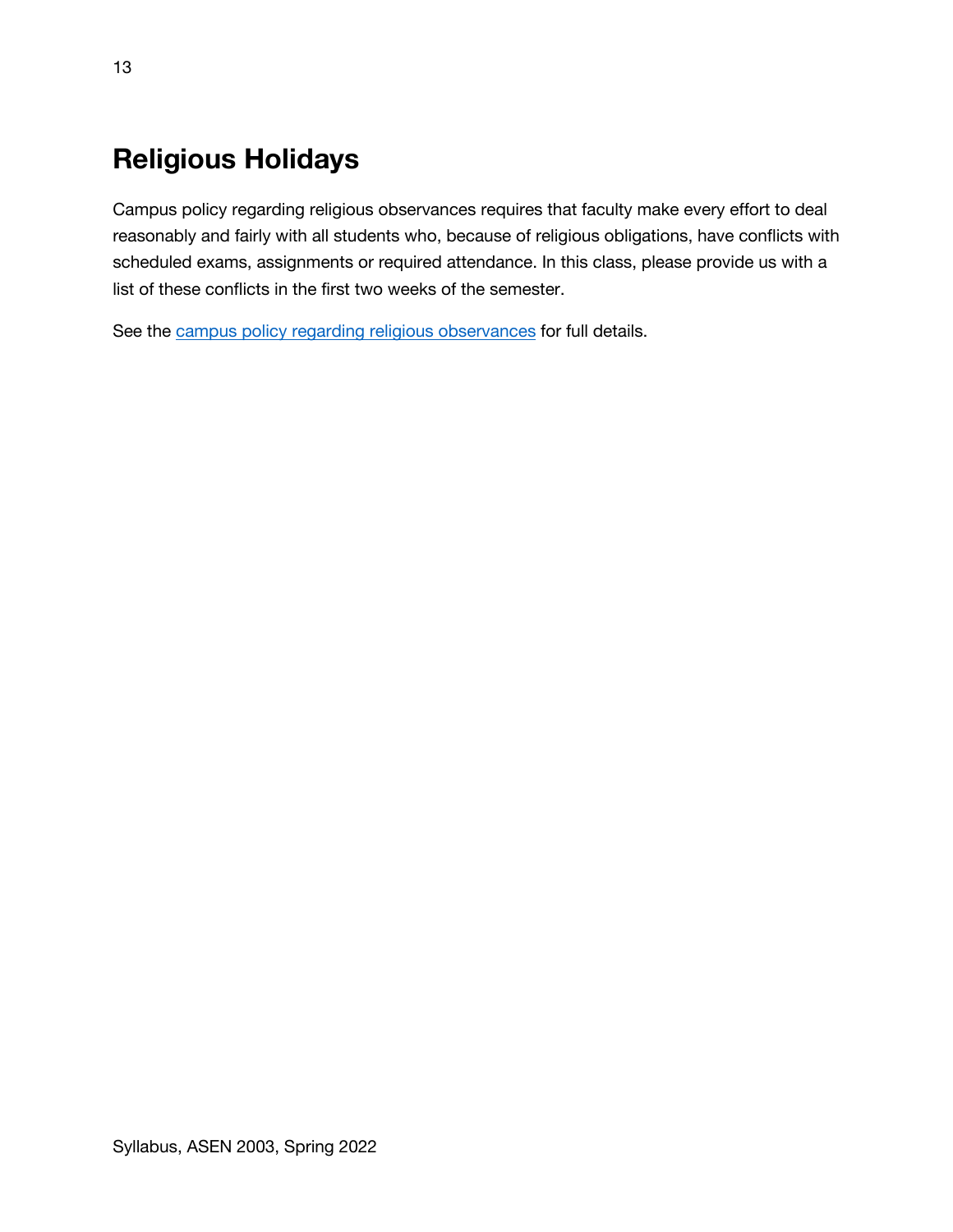## Religious Holidays

Campus policy regarding religious observances requires that faculty make every effort to deal reasonably and fairly with all students who, because of religious obligations, have conflicts with scheduled exams, assignments or required attendance. In this class, please provide us with a list of these conflicts in the first two weeks of the semester.

See the [campus policy regarding religious observances]() for full details.